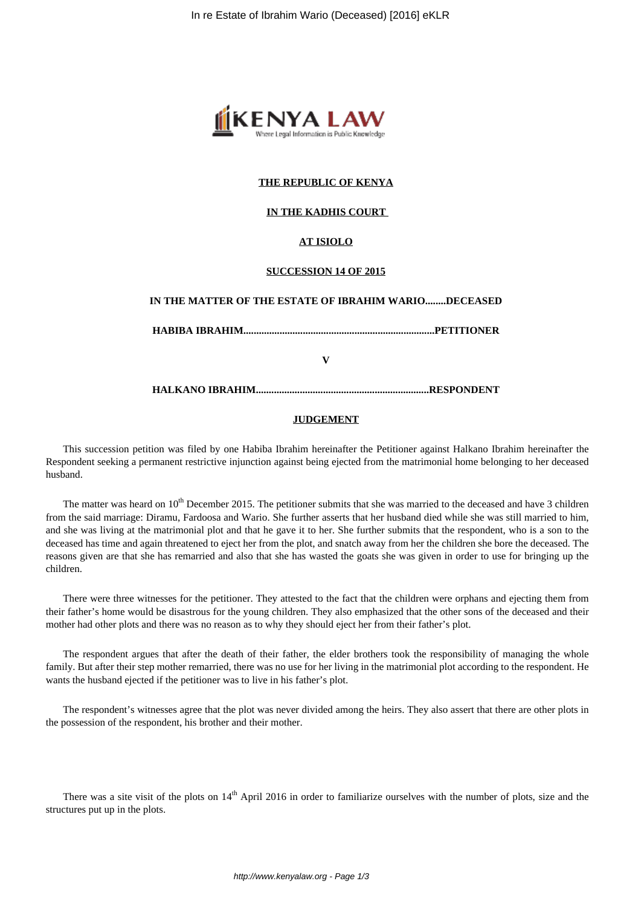**THE REPUBLIC OF KENYA**

**IN THE KADHIS COURT**

**AT ISIOLO**

**SUCCESSION 14 OF 2015**

**IN THE MATTER OF THE ESTATE OF IBRAHIM WARIO........DECEASED**

**HABIBA IBRAHIM..........................................................................PETITIONER**

**V**

**HALKANO IBRAHIM...................................................................RESPONDENT**

**JUDGEMENT**

This succession petition was filed by one Habiba Ibrahim hereinafter the Petitioner against Halkano Ibrahim hereinafter the Respondent seeking a permanent restrictive injunction against being ejected from the matrimonial home belonging to her deceased husband.

The matter was heard on 10th December 2015. The petitioner submits that she was married to the deceased and have 3 children from the said marriage: Diramu, Fardoosa and Wario. She further asserts that her husband died while she was still married to him, and she was living at the matrimonial plot and that he gave it to her. She further submits that the respondent, who is a son to the deceased has time and again threatened to eject her from the plot, and snatch away from her the children she bore the deceased. The reasons given are that she has remarried and also that she has wasted the goats she was given in order to use for bringing up the children.

There were three witnesses for the petitioner. They attested to the fact that the children were orphans and ejecting them from their father's home would be disastrous for the young children. They also emphasized that the other sons of the deceased and their mother had other plots and there was no reason as to why they should eject her from their father's plot.

The respondent argues that after the death of their father, the elder brothers took the responsibility of managing the whole family. But after their step mother remarried, there was no use for her living in the matrimonial plot according to the respondent. He wants the husband ejected if the petitioner was to live in his father's plot.

The respondent's witnesses agree that the plot was never divided among the heirs. They also assert that there are other plots in the possession of the respondent, his brother and their mother.

There was a site visit of the plots on 14th April 2016 in order to familiarize ourselves with the number of plots, size and the structures put up in the plots.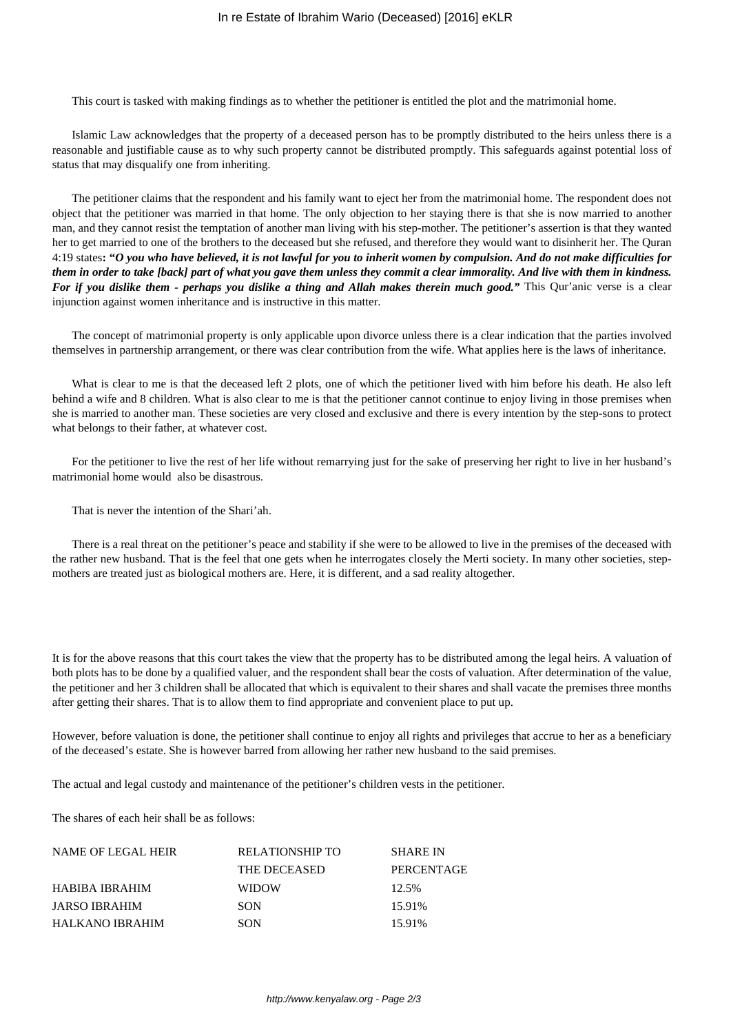This court is tasked with making findings as to whether the petitioner is entitled the plot and the matrimonial home.

Islamic Law acknowledges that the property of a deceased person has to be promptly distributed to the heirs unless there is a reasonable and justifiable cause as to why such property cannot be distributed promptly. This safeguards against potential loss of status that may disqualify one from inheriting.

The petitioner claims that the respondent and his family want to eject her from the matrimonial home. The respondent does not object that the petitioner was married in that home. The only objection to her staying there is that she is now married to another man, and they cannot resist the temptation of another man living with his step-mother. The petitioner's assertion is that they wanted her to get married to one of the brothers to the deceased but she refused, and therefore they would want to disinherit her. The Quran 4:19 states**: *"O you who have believed, it is not lawful for you to inherit women by compulsion. And do not make difficulties for them in order to take [back] part of what you gave them unless they commit a clear immorality. And live with them in kindness. For if you dislike them - perhaps you dislike a thing and Allah makes therein much good."*** This Qur'anic verse is a clear injunction against women inheritance and is instructive in this matter.

The concept of matrimonial property is only applicable upon divorce unless there is a clear indication that the parties involved themselves in partnership arrangement, or there was clear contribution from the wife. What applies here is the laws of inheritance.

What is clear to me is that the deceased left 2 plots, one of which the petitioner lived with him before his death. He also left behind a wife and 8 children. What is also clear to me is that the petitioner cannot continue to enjoy living in those premises when she is married to another man. These societies are very closed and exclusive and there is every intention by the step-sons to protect what belongs to their father, at whatever cost.

For the petitioner to live the rest of her life without remarrying just for the sake of preserving her right to live in her husband's matrimonial home would also be disastrous.

That is never the intention of the Shari'ah.

There is a real threat on the petitioner's peace and stability if she were to be allowed to live in the premises of the deceased with the rather new husband. That is the feel that one gets when he interrogates closely the Merti society. In many other societies, step-mothers are treated just as biological mothers are. Here, it is different, and a sad reality altogether.

It is for the above reasons that this court takes the view that the property has to be distributed among the legal heirs. A valuation of both plots has to be done by a qualified valuer, and the respondent shall bear the costs of valuation. After determination of the value, the petitioner and her 3 children shall be allocated that which is equivalent to their shares and shall vacate the premises three months after getting their shares. That is to allow them to find appropriate and convenient place to put up.

However, before valuation is done, the petitioner shall continue to enjoy all rights and privileges that accrue to her as a beneficiary of the deceased's estate. She is however barred from allowing her rather new husband to the said premises.

The actual and legal custody and maintenance of the petitioner's children vests in the petitioner.

The shares of each heir shall be as follows:

| NAME OF LEGAL HEIR | RELATIONSHIP TO THE DECEASED | SHARE IN PERCENTAGE |
|---|---|---|
| HABIBA IBRAHIM | WIDOW | 12.5% |
| JARSO IBRAHIM | SON | 15.91% |
| HALKANO IBRAHIM | SON | 15.91% |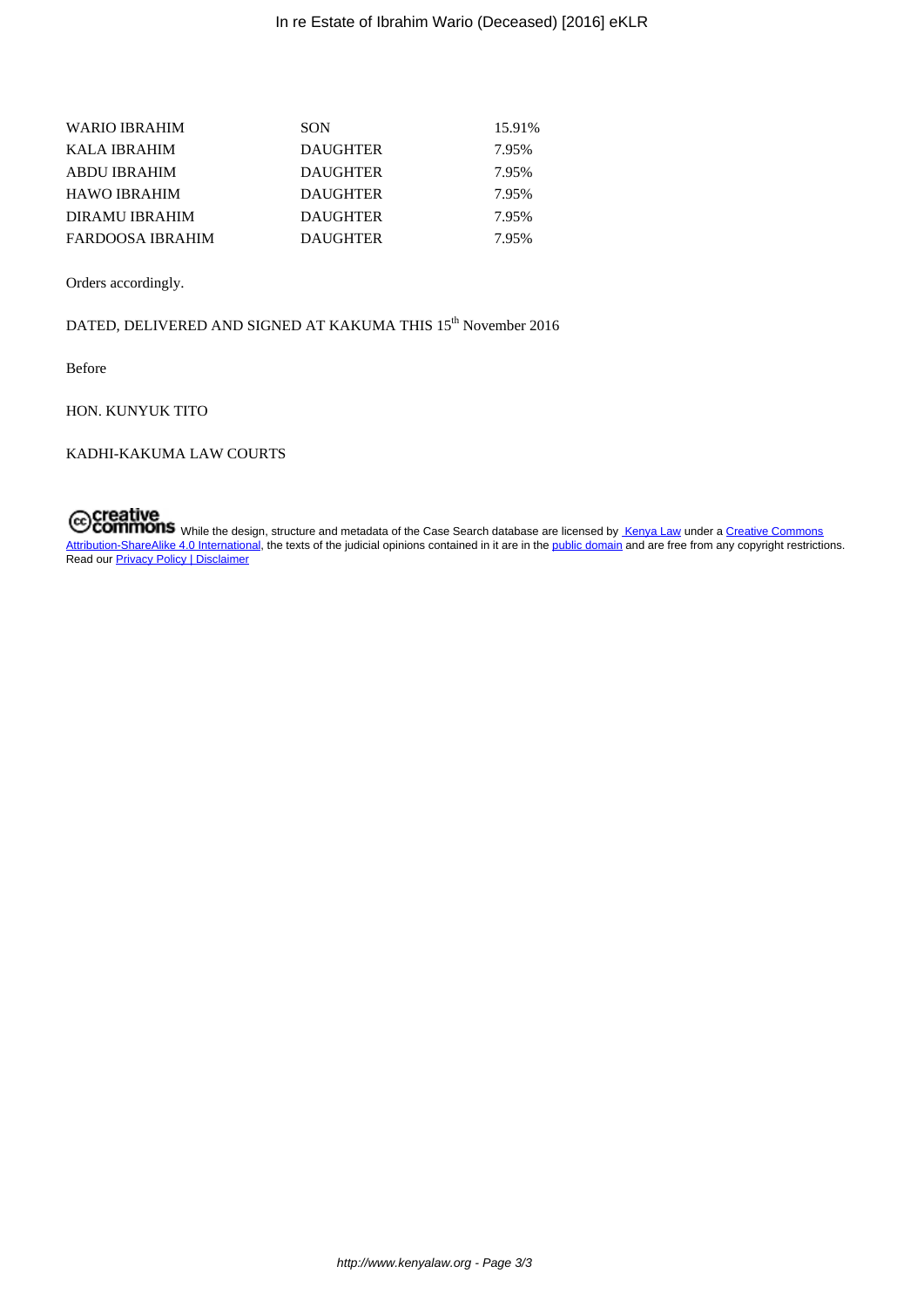| | | |
|---|---|---|
| WARIO IBRAHIM | SON | 15.91% |
| KALA IBRAHIM | DAUGHTER | 7.95% |
| ABDU IBRAHIM | DAUGHTER | 7.95% |
| HAWO IBRAHIM | DAUGHTER | 7.95% |
| DIRAMU IBRAHIM | DAUGHTER | 7.95% |
| FARDOOSA IBRAHIM | DAUGHTER | 7.95% |

Orders accordingly.

DATED, DELIVERED AND SIGNED AT KAKUMA THIS 15th November 2016

Before

HON. KUNYUK TITO

KADHI-KAKUMA LAW COURTS

While the design, structure and metadata of the Case Search database are licensed by Kenya Law under a Creative Commons Attribution-ShareAlike 4.0 International, the texts of the judicial opinions contained in it are in the public domain and are free from any copyright restrictions. Read our Privacy Policy | Disclaimer